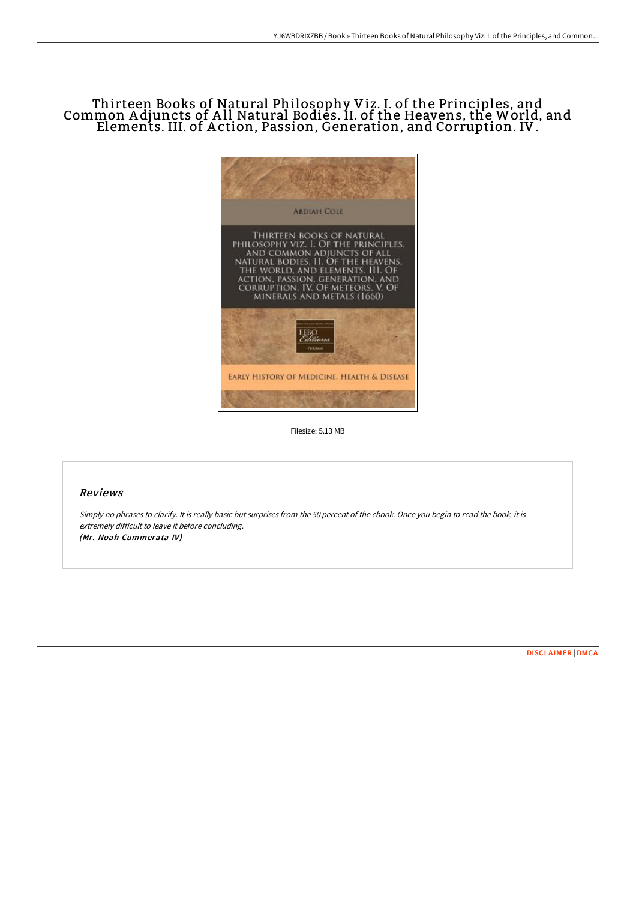# Thirteen Books of Natural Philosophy Viz. I. of the Principles, and Common Adjuncts of All Natural Bodies. II. of the Heavens, the World, and Elements. III. of Action, Passion, Generation, and Corruption. IV.

Filesize: 5.13 MB

## Reviews

*Simply no phrases to clarify. It is really basic but surprises from the 50 percent of the ebook. Once you begin to read the book, it is extremely difficult to leave it before concluding.*
***(Mr. Noah Cummerata IV)***

DISCLAIMER | DMCA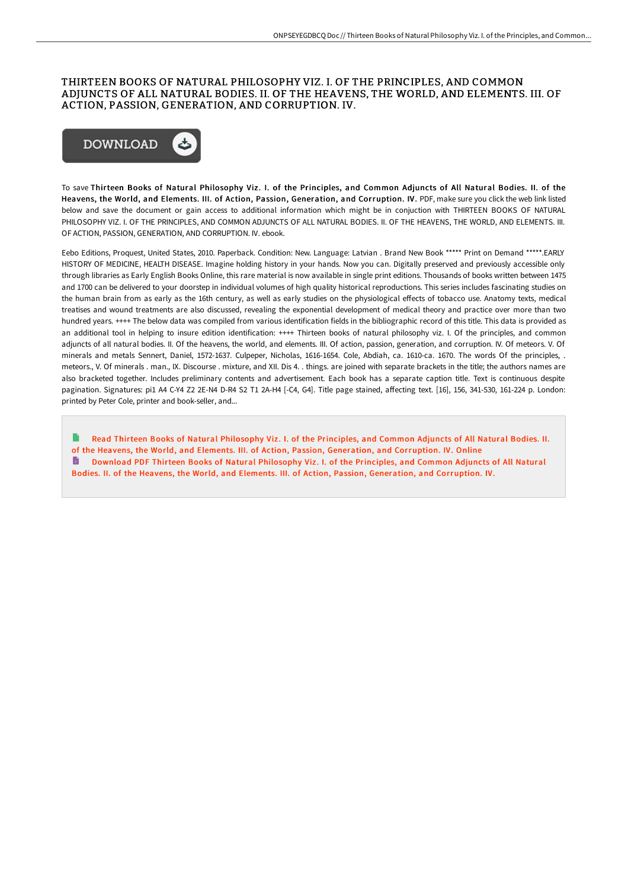# THIRTEEN BOOKS OF NATURAL PHILOSOPHY VIZ. I. OF THE PRINCIPLES, AND COMMON ADJUNCTS OF ALL NATURAL BODIES. II. OF THE HEAVENS, THE WORLD, AND ELEMENTS. III. OF ACTION, PASSION, GENERATION, AND CORRUPTION. IV.

DOWNLOAD

To save **Thirteen Books of Natural Philosophy Viz. I. of the Principles, and Common Adjuncts of All Natural Bodies. II. of the Heavens, the World, and Elements. III. of Action, Passion, Generation, and Corruption. IV.** PDF, make sure you click the web link listed below and save the document or gain access to additional information which might be in conjuction with THIRTEEN BOOKS OF NATURAL PHILOSOPHY VIZ. I. OF THE PRINCIPLES, AND COMMON ADJUNCTS OF ALL NATURAL BODIES. II. OF THE HEAVENS, THE WORLD, AND ELEMENTS. III. OF ACTION, PASSION, GENERATION, AND CORRUPTION. IV. ebook.

Eebo Editions, Proquest, United States, 2010. Paperback. Condition: New. Language: Latvian . Brand New Book ***** Print on Demand *****.EARLY HISTORY OF MEDICINE, HEALTH DISEASE. Imagine holding history in your hands. Now you can. Digitally preserved and previously accessible only through libraries as Early English Books Online, this rare material is now available in single print editions. Thousands of books written between 1475 and 1700 can be delivered to your doorstep in individual volumes of high quality historical reproductions. This series includes fascinating studies on the human brain from as early as the 16th century, as well as early studies on the physiological effects of tobacco use. Anatomy texts, medical treatises and wound treatments are also discussed, revealing the exponential development of medical theory and practice over more than two hundred years. ++++ The below data was compiled from various identification fields in the bibliographic record of this title. This data is provided as an additional tool in helping to insure edition identification: ++++ Thirteen books of natural philosophy viz. I. Of the principles, and common adjuncts of all natural bodies. II. Of the heavens, the world, and elements. III. Of action, passion, generation, and corruption. IV. Of meteors. V. Of minerals and metals Sennert, Daniel, 1572-1637. Culpeper, Nicholas, 1616-1654. Cole, Abdiah, ca. 1610-ca. 1670. The words Of the principles, . meteors., V. Of minerals . man., IX. Discourse . mixture, and XII. Dis 4. . things. are joined with separate brackets in the title; the authors names are also bracketed together. Includes preliminary contents and advertisement. Each book has a separate caption title. Text is continuous despite pagination. Signatures: pi1 A4 C-Y4 Z2 2E-N4 D-R4 S2 T1 2A-H4 [-C4, G4]. Title page stained, affecting text. [16], 156, 341-530, 161-224 p. London: printed by Peter Cole, printer and book-seller, and...

Read Thirteen Books of Natural Philosophy Viz. I. of the Principles, and Common Adjuncts of All Natural Bodies. II. of the Heavens, the World, and Elements. III. of Action, Passion, Generation, and Corruption. IV. Online

Download PDF Thirteen Books of Natural Philosophy Viz. I. of the Principles, and Common Adjuncts of All Natural Bodies. II. of the Heavens, the World, and Elements. III. of Action, Passion, Generation, and Corruption. IV.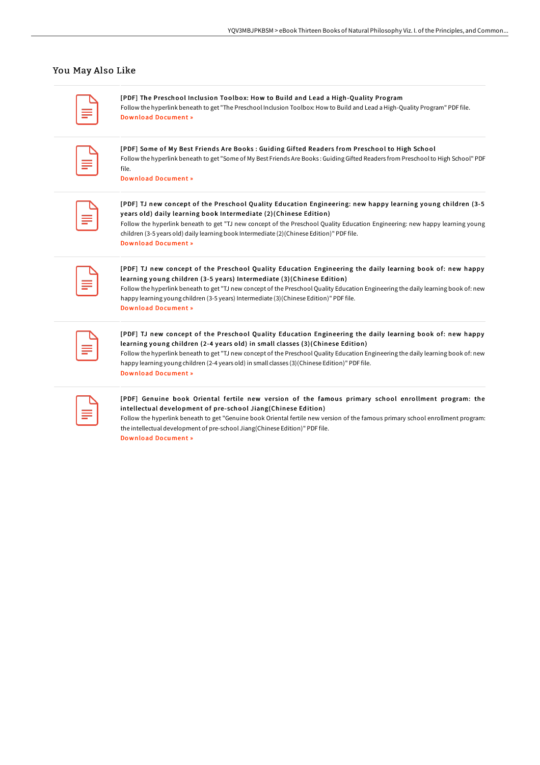## You May Also Like

**[PDF] The Preschool Inclusion Toolbox: How to Build and Lead a High-Quality Program**
Follow the hyperlink beneath to get "The Preschool Inclusion Toolbox: How to Build and Lead a High-Quality Program" PDF file.
Download Document »

**[PDF] Some of My Best Friends Are Books : Guiding Gifted Readers from Preschool to High School**
Follow the hyperlink beneath to get "Some of My Best Friends Are Books : Guiding Gifted Readers from Preschool to High School" PDF file.
Download Document »

**[PDF] TJ new concept of the Preschool Quality Education Engineering: new happy learning young children (3-5 years old) daily learning book Intermediate (2)(Chinese Edition)**
Follow the hyperlink beneath to get "TJ new concept of the Preschool Quality Education Engineering: new happy learning young children (3-5 years old) daily learning book Intermediate (2)(Chinese Edition)" PDF file.
Download Document »

**[PDF] TJ new concept of the Preschool Quality Education Engineering the daily learning book of: new happy learning young children (3-5 years) Intermediate (3)(Chinese Edition)**
Follow the hyperlink beneath to get "TJ new concept of the Preschool Quality Education Engineering the daily learning book of: new happy learning young children (3-5 years) Intermediate (3)(Chinese Edition)" PDF file.
Download Document »

**[PDF] TJ new concept of the Preschool Quality Education Engineering the daily learning book of: new happy learning young children (2-4 years old) in small classes (3)(Chinese Edition)**
Follow the hyperlink beneath to get "TJ new concept of the Preschool Quality Education Engineering the daily learning book of: new happy learning young children (2-4 years old) in small classes (3)(Chinese Edition)" PDF file.
Download Document »

**[PDF] Genuine book Oriental fertile new version of the famous primary school enrollment program: the intellectual development of pre-school Jiang(Chinese Edition)**
Follow the hyperlink beneath to get "Genuine book Oriental fertile new version of the famous primary school enrollment program: the intellectual development of pre-school Jiang(Chinese Edition)" PDF file.
Download Document »